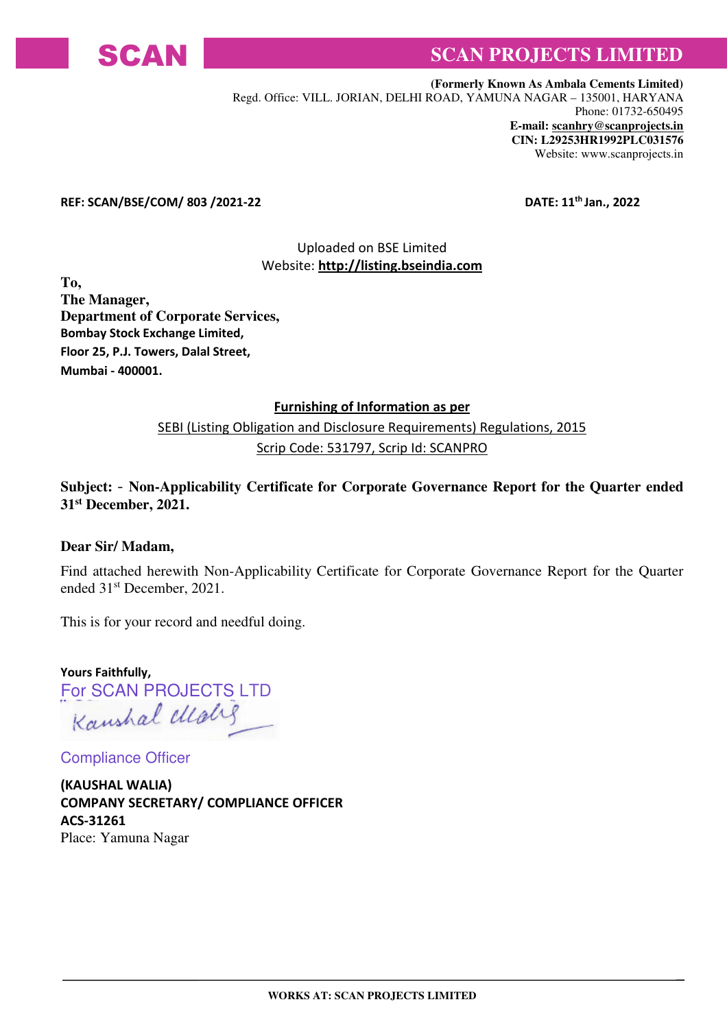# SCAN PROJECTS LIMITED

**(Formerly Known As Ambala Cements Limited)**
Regd. Office: VILL. JORIAN, DELHI ROAD, YAMUNA NAGAR – 135001, HARYANA
Phone: 01732-650495
**E-mail: scanhry@scanprojects.in**
**CIN: L29253HR1992PLC031576**
Website: www.scanprojects.in

**REF: SCAN/BSE/COM/ 803 /2021-22** **DATE: 11th Jan., 2022**

Uploaded on BSE Limited
Website: **http://listing.bseindia.com**

**To,**
**The Manager,**
**Department of Corporate Services,**
**Bombay Stock Exchange Limited,**
**Floor 25, P.J. Towers, Dalal Street,**
**Mumbai - 400001.**

**Furnishing of Information as per**
SEBI (Listing Obligation and Disclosure Requirements) Regulations, 2015
Scrip Code: 531797, Scrip Id: SCANPRO

**Subject: - Non-Applicability Certificate for Corporate Governance Report for the Quarter ended 31st December, 2021.**

**Dear Sir/ Madam,**

Find attached herewith Non-Applicability Certificate for Corporate Governance Report for the Quarter ended 31st December, 2021.

This is for your record and needful doing.

**Yours Faithfully,**
For SCAN PROJECTS LTD

Compliance Officer

**(KAUSHAL WALIA)**
**COMPANY SECRETARY/ COMPLIANCE OFFICER**
**ACS-31261**
Place: Yamuna Nagar

**WORKS AT: SCAN PROJECTS LIMITED**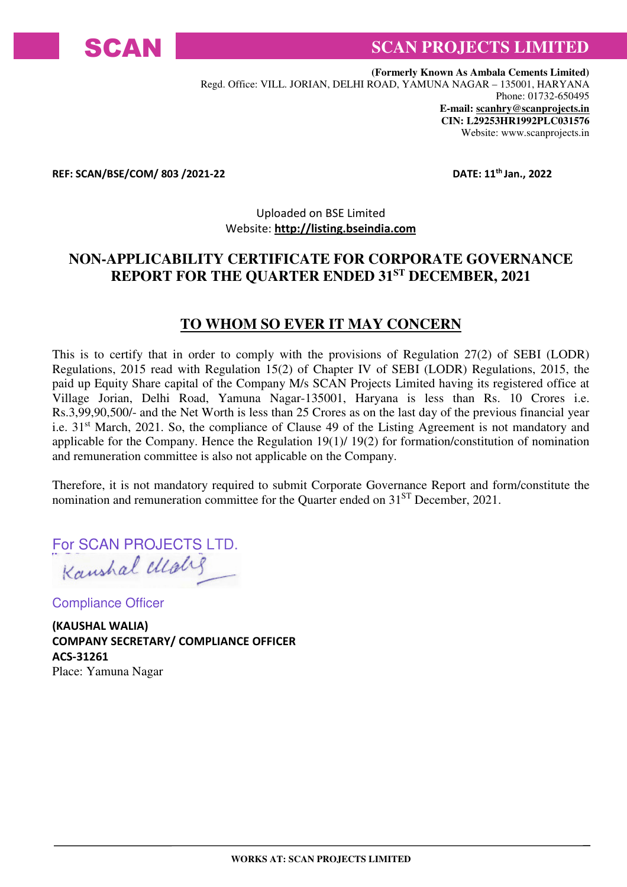# SCAN

## SCAN PROJECTS LIMITED

**(Formerly Known As Ambala Cements Limited)**
Regd. Office: VILL. JORIAN, DELHI ROAD, YAMUNA NAGAR – 135001, HARYANA
Phone: 01732-650495
**E-mail: scanhry@scanprojects.in**
**CIN: L29253HR1992PLC031576**
Website: www.scanprojects.in

**REF: SCAN/BSE/COM/ 803 /2021-22** **DATE: 11th Jan., 2022**

Uploaded on BSE Limited
Website: **http://listing.bseindia.com**

## NON-APPLICABILITY CERTIFICATE FOR CORPORATE GOVERNANCE REPORT FOR THE QUARTER ENDED 31ST DECEMBER, 2021

## TO WHOM SO EVER IT MAY CONCERN

This is to certify that in order to comply with the provisions of Regulation 27(2) of SEBI (LODR) Regulations, 2015 read with Regulation 15(2) of Chapter IV of SEBI (LODR) Regulations, 2015, the paid up Equity Share capital of the Company M/s SCAN Projects Limited having its registered office at Village Jorian, Delhi Road, Yamuna Nagar-135001, Haryana is less than Rs. 10 Crores i.e. Rs.3,99,90,500/- and the Net Worth is less than 25 Crores as on the last day of the previous financial year i.e. 31st March, 2021. So, the compliance of Clause 49 of the Listing Agreement is not mandatory and applicable for the Company. Hence the Regulation 19(1)/ 19(2) for formation/constitution of nomination and remuneration committee is also not applicable on the Company.

Therefore, it is not mandatory required to submit Corporate Governance Report and form/constitute the nomination and remuneration committee for the Quarter ended on 31ST December, 2021.

For SCAN PROJECTS LTD.

Kaushal Walia

Compliance Officer

**(KAUSHAL WALIA)**
**COMPANY SECRETARY/ COMPLIANCE OFFICER**
**ACS-31261**
Place: Yamuna Nagar

**WORKS AT: SCAN PROJECTS LIMITED**